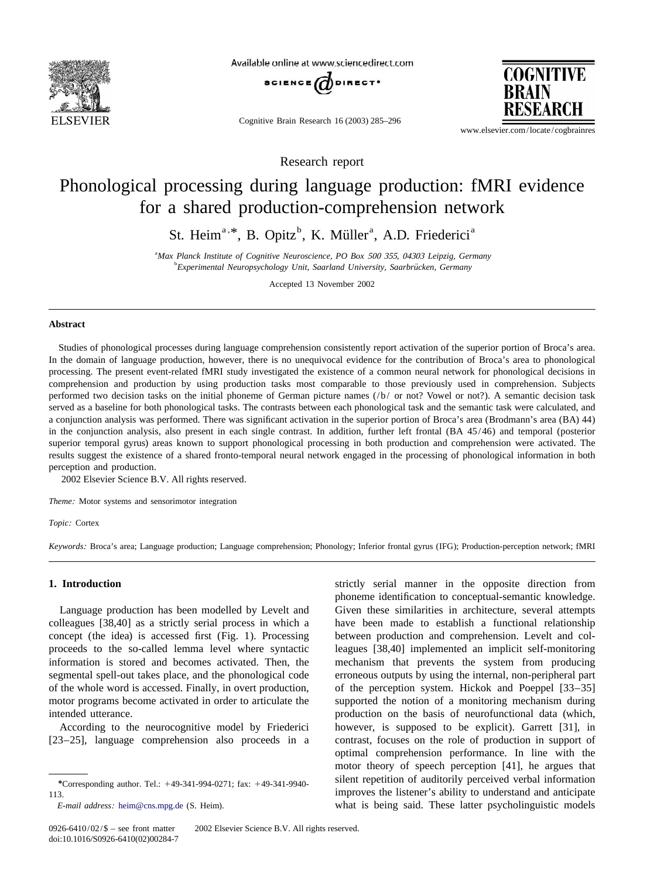Research report

# Phonological processing during language production: fMRI evidence for a shared production-comprehension network

St. Heim[a,*], B. Opitz[b], K. Müller[a], A.D. Friederici[a]

[a]*Max Planck Institute of Cognitive Neuroscience, PO Box 500 355, 04303 Leipzig, Germany*
[b]*Experimental Neuropsychology Unit, Saarland University, Saarbrücken, Germany*

Accepted 13 November 2002

## Abstract

Studies of phonological processes during language comprehension consistently report activation of the superior portion of Broca's area. In the domain of language production, however, there is no unequivocal evidence for the contribution of Broca's area to phonological processing. The present event-related fMRI study investigated the existence of a common neural network for phonological decisions in comprehension and production by using production tasks most comparable to those previously used in comprehension. Subjects performed two decision tasks on the initial phoneme of German picture names (/b/ or not? Vowel or not?). A semantic decision task served as a baseline for both phonological tasks. The contrasts between each phonological task and the semantic task were calculated, and a conjunction analysis was performed. There was significant activation in the superior portion of Broca's area (Brodmann's area (BA) 44) in the conjunction analysis, also present in each single contrast. In addition, further left frontal (BA 45/46) and temporal (posterior superior temporal gyrus) areas known to support phonological processing in both production and comprehension were activated. The results suggest the existence of a shared fronto-temporal neural network engaged in the processing of phonological information in both perception and production.

© 2002 Elsevier Science B.V. All rights reserved.

*Theme:* Motor systems and sensorimotor integration

*Topic:* Cortex

*Keywords:* Broca's area; Language production; Language comprehension; Phonology; Inferior frontal gyrus (IFG); Production-perception network; fMRI

## 1. Introduction

Language production has been modelled by Levelt and colleagues [38,40] as a strictly serial process in which a concept (the idea) is accessed first (Fig. 1). Processing proceeds to the so-called lemma level where syntactic information is stored and becomes activated. Then, the segmental spell-out takes place, and the phonological code of the whole word is accessed. Finally, in overt production, motor programs become activated in order to articulate the intended utterance.

According to the neurocognitive model by Friederici [23–25], language comprehension also proceeds in a strictly serial manner in the opposite direction from phoneme identification to conceptual-semantic knowledge. Given these similarities in architecture, several attempts have been made to establish a functional relationship between production and comprehension. Levelt and colleagues [38,40] implemented an implicit self-monitoring mechanism that prevents the system from producing erroneous outputs by using the internal, non-peripheral part of the perception system. Hickok and Poeppel [33–35] supported the notion of a monitoring mechanism during production on the basis of neurofunctional data (which, however, is supposed to be explicit). Garrett [31], in contrast, focuses on the role of production in support of optimal comprehension performance. In line with the motor theory of speech perception [41], he argues that silent repetition of auditorily perceived verbal information improves the listener's ability to understand and anticipate what is being said. These latter psycholinguistic models

*Corresponding author. Tel.: +49-341-994-0271; fax: +49-341-9940-113.
*E-mail address:* heim@cns.mpg.de (S. Heim).

0926-6410/02/$ – see front matter © 2002 Elsevier Science B.V. All rights reserved.
doi:10.1016/S0926-6410(02)00284-7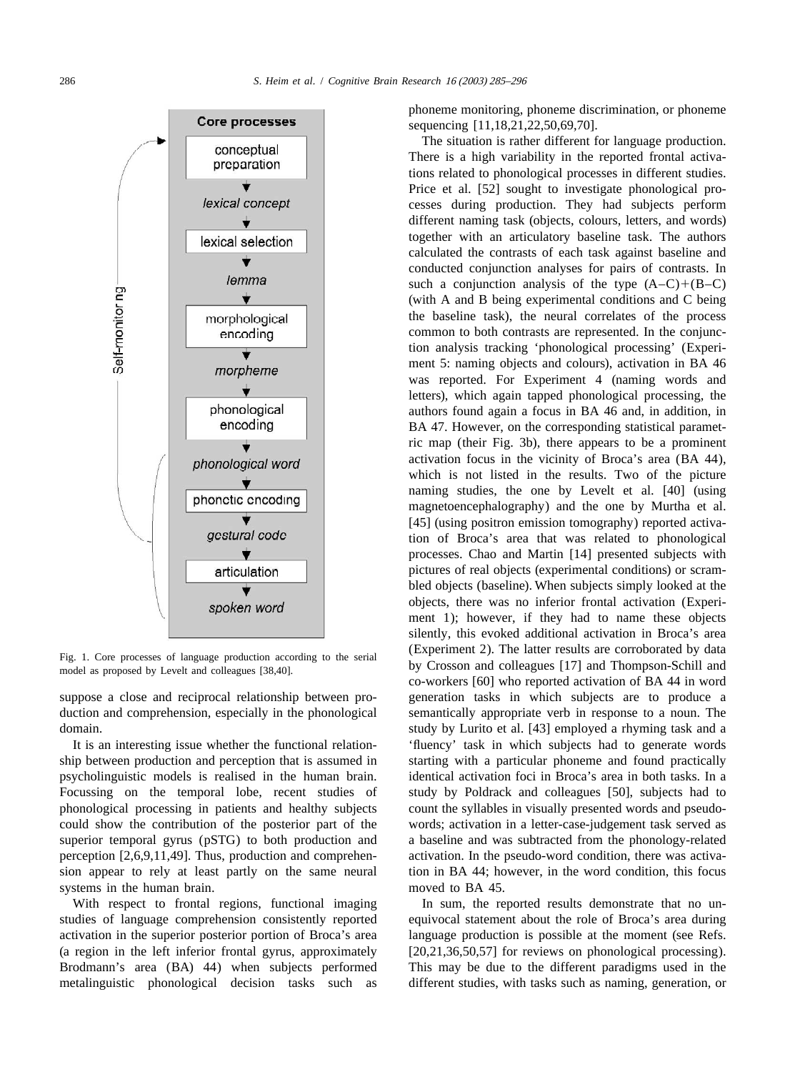Fig. 1. Core processes of language production according to the serial model as proposed by Levelt and colleagues [38,40].

suppose a close and reciprocal relationship between production and comprehension, especially in the phonological domain.

It is an interesting issue whether the functional relationship between production and perception that is assumed in psycholinguistic models is realised in the human brain. Focussing on the temporal lobe, recent studies of phonological processing in patients and healthy subjects could show the contribution of the posterior part of the superior temporal gyrus (pSTG) to both production and perception [2,6,9,11,49]. Thus, production and comprehension appear to rely at least partly on the same neural systems in the human brain.

With respect to frontal regions, functional imaging studies of language comprehension consistently reported activation in the superior posterior portion of Broca's area (a region in the left inferior frontal gyrus, approximately Brodmann's area (BA) 44) when subjects performed metalinguistic phonological decision tasks such as phoneme monitoring, phoneme discrimination, or phoneme sequencing [11,18,21,22,50,69,70].

The situation is rather different for language production. There is a high variability in the reported frontal activations related to phonological processes in different studies. Price et al. [52] sought to investigate phonological processes during production. They had subjects perform different naming task (objects, colours, letters, and words) together with an articulatory baseline task. The authors calculated the contrasts of each task against baseline and conducted conjunction analyses for pairs of contrasts. In such a conjunction analysis of the type $(A-C)+(B-C)$ (with A and B being experimental conditions and C being the baseline task), the neural correlates of the process common to both contrasts are represented. In the conjunction analysis tracking 'phonological processing' (Experiment 5: naming objects and colours), activation in BA 46 was reported. For Experiment 4 (naming words and letters), which again tapped phonological processing, the authors found again a focus in BA 46 and, in addition, in BA 47. However, on the corresponding statistical parametric map (their Fig. 3b), there appears to be a prominent activation focus in the vicinity of Broca's area (BA 44), which is not listed in the results. Two of the picture naming studies, the one by Levelt et al. [40] (using magnetoencephalography) and the one by Murtha et al. [45] (using positron emission tomography) reported activation of Broca's area that was related to phonological processes. Chao and Martin [14] presented subjects with pictures of real objects (experimental conditions) or scrambled objects (baseline). When subjects simply looked at the objects, there was no inferior frontal activation (Experiment 1); however, if they had to name these objects silently, this evoked additional activation in Broca's area (Experiment 2). The latter results are corroborated by data by Crosson and colleagues [17] and Thompson-Schill and co-workers [60] who reported activation of BA 44 in word generation tasks in which subjects are to produce a semantically appropriate verb in response to a noun. The study by Lurito et al. [43] employed a rhyming task and a 'fluency' task in which subjects had to generate words starting with a particular phoneme and found practically identical activation foci in Broca's area in both tasks. In a study by Poldrack and colleagues [50], subjects had to count the syllables in visually presented words and pseudowords; activation in a letter-case-judgement task served as a baseline and was subtracted from the phonology-related activation. In the pseudo-word condition, there was activation in BA 44; however, in the word condition, this focus moved to BA 45.

In sum, the reported results demonstrate that no unequivocal statement about the role of Broca's area during language production is possible at the moment (see Refs. [20,21,36,50,57] for reviews on phonological processing). This may be due to the different paradigms used in the different studies, with tasks such as naming, generation, or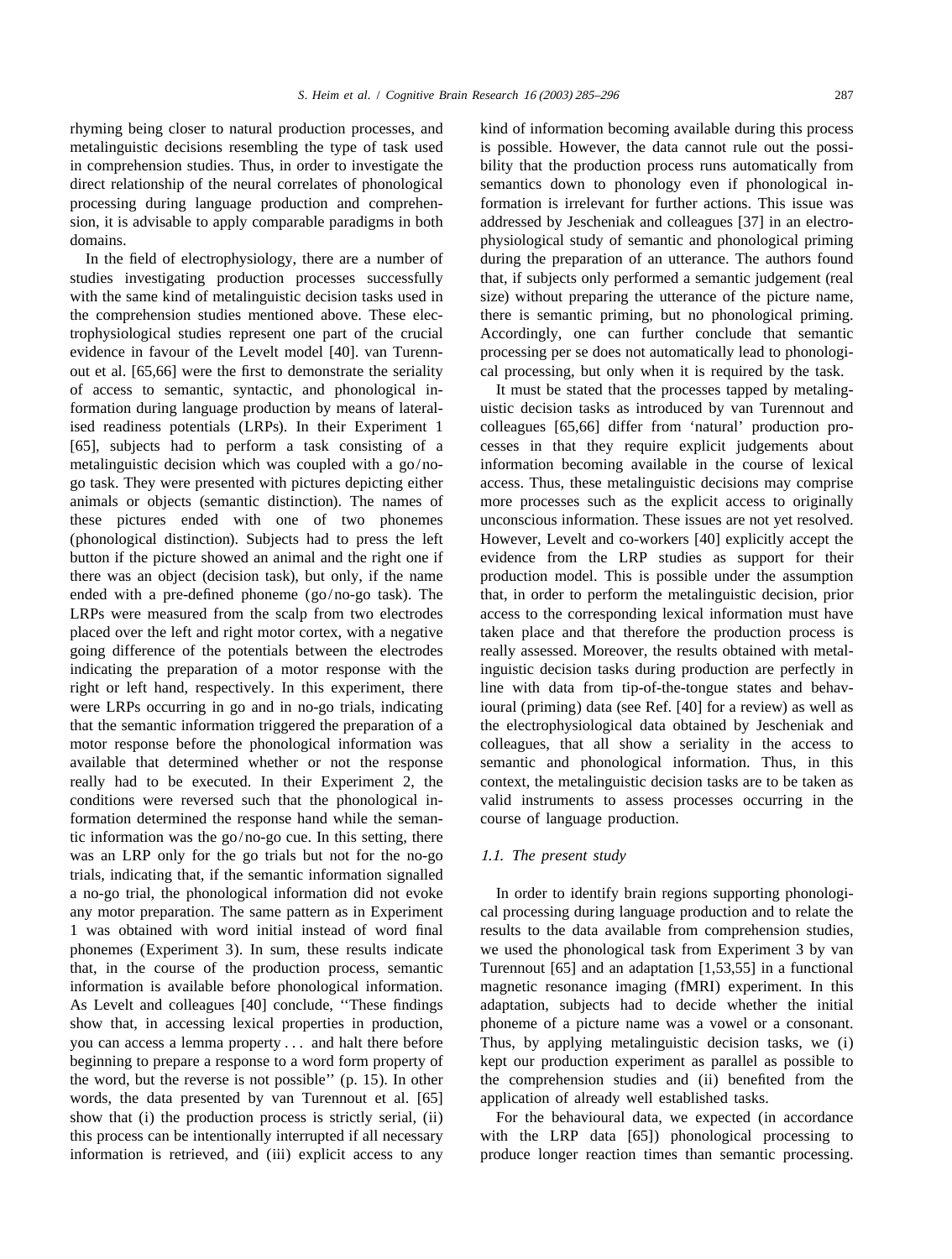rhyming being closer to natural production processes, and metalinguistic decisions resembling the type of task used in comprehension studies. Thus, in order to investigate the direct relationship of the neural correlates of phonological processing during language production and comprehension, it is advisable to apply comparable paradigms in both domains.

In the field of electrophysiology, there are a number of studies investigating production processes successfully with the same kind of metalinguistic decision tasks used in the comprehension studies mentioned above. These electrophysiological studies represent one part of the crucial evidence in favour of the Levelt model [40]. van Turennout et al. [65,66] were the first to demonstrate the seriality of access to semantic, syntactic, and phonological information during language production by means of lateralised readiness potentials (LRPs). In their Experiment 1 [65], subjects had to perform a task consisting of a metalinguistic decision which was coupled with a go/no-go task. They were presented with pictures depicting either animals or objects (semantic distinction). The names of these pictures ended with one of two phonemes (phonological distinction). Subjects had to press the left button if the picture showed an animal and the right one if there was an object (decision task), but only, if the name ended with a pre-defined phoneme (go/no-go task). The LRPs were measured from the scalp from two electrodes placed over the left and right motor cortex, with a negative going difference of the potentials between the electrodes indicating the preparation of a motor response with the right or left hand, respectively. In this experiment, there were LRPs occurring in go and in no-go trials, indicating that the semantic information triggered the preparation of a motor response before the phonological information was available that determined whether or not the response really had to be executed. In their Experiment 2, the conditions were reversed such that the phonological information determined the response hand while the semantic information was the go/no-go cue. In this setting, there was an LRP only for the go trials but not for the no-go trials, indicating that, if the semantic information signalled a no-go trial, the phonological information did not evoke any motor preparation. The same pattern as in Experiment 1 was obtained with word initial instead of word final phonemes (Experiment 3). In sum, these results indicate that, in the course of the production process, semantic information is available before phonological information. As Levelt and colleagues [40] conclude, ''These findings show that, in accessing lexical properties in production, you can access a lemma property . . . and halt there before beginning to prepare a response to a word form property of the word, but the reverse is not possible'' (p. 15). In other words, the data presented by van Turennout et al. [65] show that (i) the production process is strictly serial, (ii) this process can be intentionally interrupted if all necessary information is retrieved, and (iii) explicit access to any kind of information becoming available during this process is possible. However, the data cannot rule out the possibility that the production process runs automatically from semantics down to phonology even if phonological information is irrelevant for further actions. This issue was addressed by Jescheniak and colleagues [37] in an electrophysiological study of semantic and phonological priming during the preparation of an utterance. The authors found that, if subjects only performed a semantic judgement (real size) without preparing the utterance of the picture name, there is semantic priming, but no phonological priming. Accordingly, one can further conclude that semantic processing per se does not automatically lead to phonological processing, but only when it is required by the task.

It must be stated that the processes tapped by metalinguistic decision tasks as introduced by van Turennout and colleagues [65,66] differ from 'natural' production processes in that they require explicit judgements about information becoming available in the course of lexical access. Thus, these metalinguistic decisions may comprise more processes such as the explicit access to originally unconscious information. These issues are not yet resolved. However, Levelt and co-workers [40] explicitly accept the evidence from the LRP studies as support for their production model. This is possible under the assumption that, in order to perform the metalinguistic decision, prior access to the corresponding lexical information must have taken place and that therefore the production process is really assessed. Moreover, the results obtained with metalinguistic decision tasks during production are perfectly in line with data from tip-of-the-tongue states and behavioural (priming) data (see Ref. [40] for a review) as well as the electrophysiological data obtained by Jescheniak and colleagues, that all show a seriality in the access to semantic and phonological information. Thus, in this context, the metalinguistic decision tasks are to be taken as valid instruments to assess processes occurring in the course of language production.

### *1.1. The present study*

In order to identify brain regions supporting phonological processing during language production and to relate the results to the data available from comprehension studies, we used the phonological task from Experiment 3 by van Turennout [65] and an adaptation [1,53,55] in a functional magnetic resonance imaging (fMRI) experiment. In this adaptation, subjects had to decide whether the initial phoneme of a picture name was a vowel or a consonant. Thus, by applying metalinguistic decision tasks, we (i) kept our production experiment as parallel as possible to the comprehension studies and (ii) benefited from the application of already well established tasks.

For the behavioural data, we expected (in accordance with the LRP data [65]) phonological processing to produce longer reaction times than semantic processing.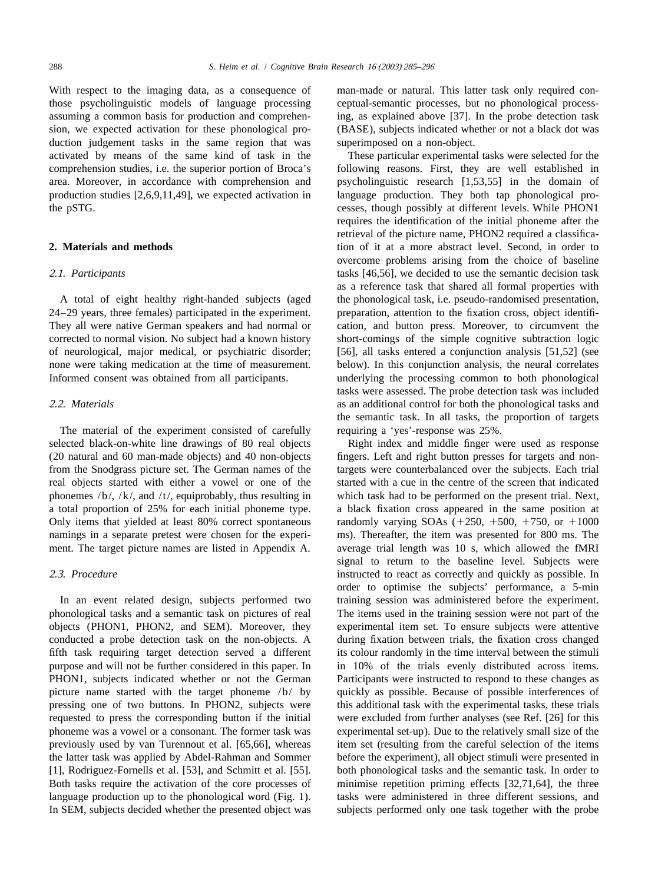With respect to the imaging data, as a consequence of those psycholinguistic models of language processing assuming a common basis for production and comprehension, we expected activation for these phonological production judgement tasks in the same region that was activated by means of the same kind of task in the comprehension studies, i.e. the superior portion of Broca's area. Moreover, in accordance with comprehension and production studies [2,6,9,11,49], we expected activation in the pSTG.

## 2. Materials and methods

### 2.1. Participants

A total of eight healthy right-handed subjects (aged 24–29 years, three females) participated in the experiment. They all were native German speakers and had normal or corrected to normal vision. No subject had a known history of neurological, major medical, or psychiatric disorder; none were taking medication at the time of measurement. Informed consent was obtained from all participants.

### 2.2. Materials

The material of the experiment consisted of carefully selected black-on-white line drawings of 80 real objects (20 natural and 60 man-made objects) and 40 non-objects from the Snodgrass picture set. The German names of the real objects started with either a vowel or one of the phonemes /b/, /k/, and /t/, equiprobably, thus resulting in a total proportion of 25% for each initial phoneme type. Only items that yielded at least 80% correct spontaneous namings in a separate pretest were chosen for the experiment. The target picture names are listed in Appendix A.

### 2.3. Procedure

In an event related design, subjects performed two phonological tasks and a semantic task on pictures of real objects (PHON1, PHON2, and SEM). Moreover, they conducted a probe detection task on the non-objects. A fifth task requiring target detection served a different purpose and will not be further considered in this paper. In PHON1, subjects indicated whether or not the German picture name started with the target phoneme /b/ by pressing one of two buttons. In PHON2, subjects were requested to press the corresponding button if the initial phoneme was a vowel or a consonant. The former task was previously used by van Turennout et al. [65,66], whereas the latter task was applied by Abdel-Rahman and Sommer [1], Rodriguez-Fornells et al. [53], and Schmitt et al. [55]. Both tasks require the activation of the core processes of language production up to the phonological word (Fig. 1). In SEM, subjects decided whether the presented object was man-made or natural. This latter task only required conceptual-semantic processes, but no phonological processing, as explained above [37]. In the probe detection task (BASE), subjects indicated whether or not a black dot was superimposed on a non-object.

These particular experimental tasks were selected for the following reasons. First, they are well established in psycholinguistic research [1,53,55] in the domain of language production. They both tap phonological processes, though possibly at different levels. While PHON1 requires the identification of the initial phoneme after the retrieval of the picture name, PHON2 required a classification of it at a more abstract level. Second, in order to overcome problems arising from the choice of baseline tasks [46,56], we decided to use the semantic decision task as a reference task that shared all formal properties with the phonological task, i.e. pseudo-randomised presentation, preparation, attention to the fixation cross, object identification, and button press. Moreover, to circumvent the short-comings of the simple cognitive subtraction logic [56], all tasks entered a conjunction analysis [51,52] (see below). In this conjunction analysis, the neural correlates underlying the processing common to both phonological tasks were assessed. The probe detection task was included as an additional control for both the phonological tasks and the semantic task. In all tasks, the proportion of targets requiring a 'yes'-response was 25%.

Right index and middle finger were used as response fingers. Left and right button presses for targets and non-targets were counterbalanced over the subjects. Each trial started with a cue in the centre of the screen that indicated which task had to be performed on the present trial. Next, a black fixation cross appeared in the same position at randomly varying SOAs (+250, +500, +750, or +1000 ms). Thereafter, the item was presented for 800 ms. The average trial length was 10 s, which allowed the fMRI signal to return to the baseline level. Subjects were instructed to react as correctly and quickly as possible. In order to optimise the subjects' performance, a 5-min training session was administered before the experiment. The items used in the training session were not part of the experimental item set. To ensure subjects were attentive during fixation between trials, the fixation cross changed its colour randomly in the time interval between the stimuli in 10% of the trials evenly distributed across items. Participants were instructed to respond to these changes as quickly as possible. Because of possible interferences of this additional task with the experimental tasks, these trials were excluded from further analyses (see Ref. [26] for this experimental set-up). Due to the relatively small size of the item set (resulting from the careful selection of the items before the experiment), all object stimuli were presented in both phonological tasks and the semantic task. In order to minimise repetition priming effects [32,71,64], the three tasks were administered in three different sessions, and subjects performed only one task together with the probe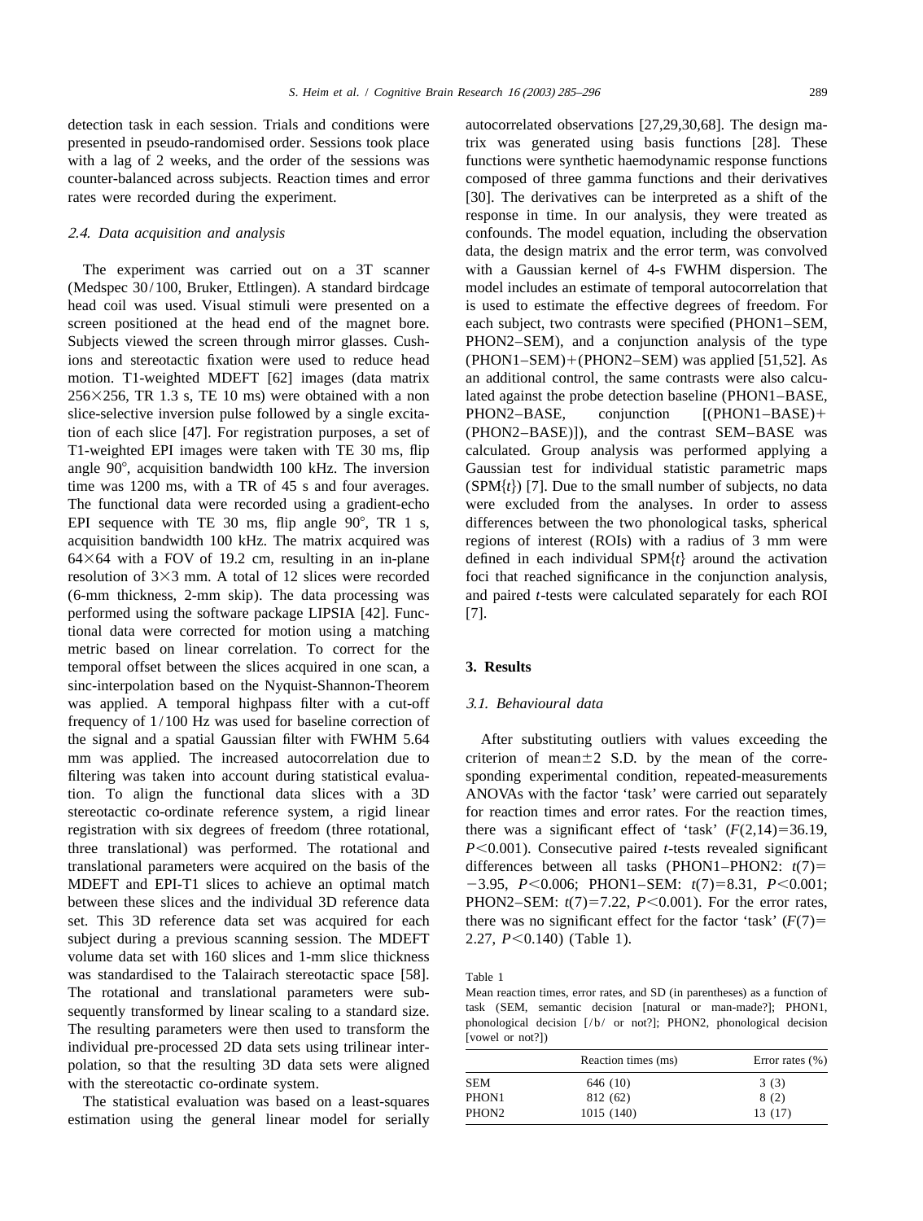detection task in each session. Trials and conditions were presented in pseudo-randomised order. Sessions took place with a lag of 2 weeks, and the order of the sessions was counter-balanced across subjects. Reaction times and error rates were recorded during the experiment.

### 2.4. Data acquisition and analysis

The experiment was carried out on a 3T scanner (Medspec 30/100, Bruker, Ettlingen). A standard birdcage head coil was used. Visual stimuli were presented on a screen positioned at the head end of the magnet bore. Subjects viewed the screen through mirror glasses. Cushions and stereotactic fixation were used to reduce head motion. T1-weighted MDEFT [62] images (data matrix 256×256, TR 1.3 s, TE 10 ms) were obtained with a non slice-selective inversion pulse followed by a single excitation of each slice [47]. For registration purposes, a set of T1-weighted EPI images were taken with TE 30 ms, flip angle 90°, acquisition bandwidth 100 kHz. The inversion time was 1200 ms, with a TR of 45 s and four averages. The functional data were recorded using a gradient-echo EPI sequence with TE 30 ms, flip angle 90°, TR 1 s, acquisition bandwidth 100 kHz. The matrix acquired was 64×64 with a FOV of 19.2 cm, resulting in an in-plane resolution of 3×3 mm. A total of 12 slices were recorded (6-mm thickness, 2-mm skip). The data processing was performed using the software package LIPSIA [42]. Functional data were corrected for motion using a matching metric based on linear correlation. To correct for the temporal offset between the slices acquired in one scan, a sinc-interpolation based on the Nyquist-Shannon-Theorem was applied. A temporal highpass filter with a cut-off frequency of 1/100 Hz was used for baseline correction of the signal and a spatial Gaussian filter with FWHM 5.64 mm was applied. The increased autocorrelation due to filtering was taken into account during statistical evaluation. To align the functional data slices with a 3D stereotactic co-ordinate reference system, a rigid linear registration with six degrees of freedom (three rotational, three translational) was performed. The rotational and translational parameters were acquired on the basis of the MDEFT and EPI-T1 slices to achieve an optimal match between these slices and the individual 3D reference data set. This 3D reference data set was acquired for each subject during a previous scanning session. The MDEFT volume data set with 160 slices and 1-mm slice thickness was standardised to the Talairach stereotactic space [58]. The rotational and translational parameters were subsequently transformed by linear scaling to a standard size. The resulting parameters were then used to transform the individual pre-processed 2D data sets using trilinear interpolation, so that the resulting 3D data sets were aligned with the stereotactic co-ordinate system.

The statistical evaluation was based on a least-squares estimation using the general linear model for serially autocorrelated observations [27,29,30,68]. The design matrix was generated using basis functions [28]. These functions were synthetic haemodynamic response functions composed of three gamma functions and their derivatives [30]. The derivatives can be interpreted as a shift of the response in time. In our analysis, they were treated as confounds. The model equation, including the observation data, the design matrix and the error term, was convolved with a Gaussian kernel of 4-s FWHM dispersion. The model includes an estimate of temporal autocorrelation that is used to estimate the effective degrees of freedom. For each subject, two contrasts were specified (PHON1–SEM, PHON2–SEM), and a conjunction analysis of the type (PHON1–SEM)+(PHON2–SEM) was applied [51,52]. As an additional control, the same contrasts were also calculated against the probe detection baseline (PHON1–BASE, PHON2–BASE, conjunction [(PHON1–BASE)+(PHON2–BASE)]), and the contrast SEM–BASE was calculated. Group analysis was performed applying a Gaussian test for individual statistic parametric maps (SPM{*t*}) [7]. Due to the small number of subjects, no data were excluded from the analyses. In order to assess differences between the two phonological tasks, spherical regions of interest (ROIs) with a radius of 3 mm were defined in each individual SPM{*t*} around the activation foci that reached significance in the conjunction analysis, and paired *t*-tests were calculated separately for each ROI [7].

## 3. Results

### 3.1. Behavioural data

After substituting outliers with values exceeding the criterion of mean±2 S.D. by the mean of the corresponding experimental condition, repeated-measurements ANOVAs with the factor 'task' were carried out separately for reaction times and error rates. For the reaction times, there was a significant effect of 'task' ($F(2,14)=36.19$, $P<0.001$). Consecutive paired *t*-tests revealed significant differences between all tasks (PHON1–PHON2: $t(7)=-3.95$, $P<0.006$; PHON1–SEM: $t(7)=8.31$, $P<0.001$; PHON2–SEM: $t(7)=7.22$, $P<0.001$). For the error rates, there was no significant effect for the factor 'task' ($F(7)=2.27$, $P<0.140$) (Table 1).

Table 1
Mean reaction times, error rates, and SD (in parentheses) as a function of task (SEM, semantic decision [natural or man-made?]; PHON1, phonological decision [/b/ or not?]; PHON2, phonological decision [vowel or not?])

| | Reaction times (ms) | Error rates (%) |
|---|---|---|
| SEM | 646 (10) | 3 (3) |
| PHON1 | 812 (62) | 8 (2) |
| PHON2 | 1015 (140) | 13 (17) |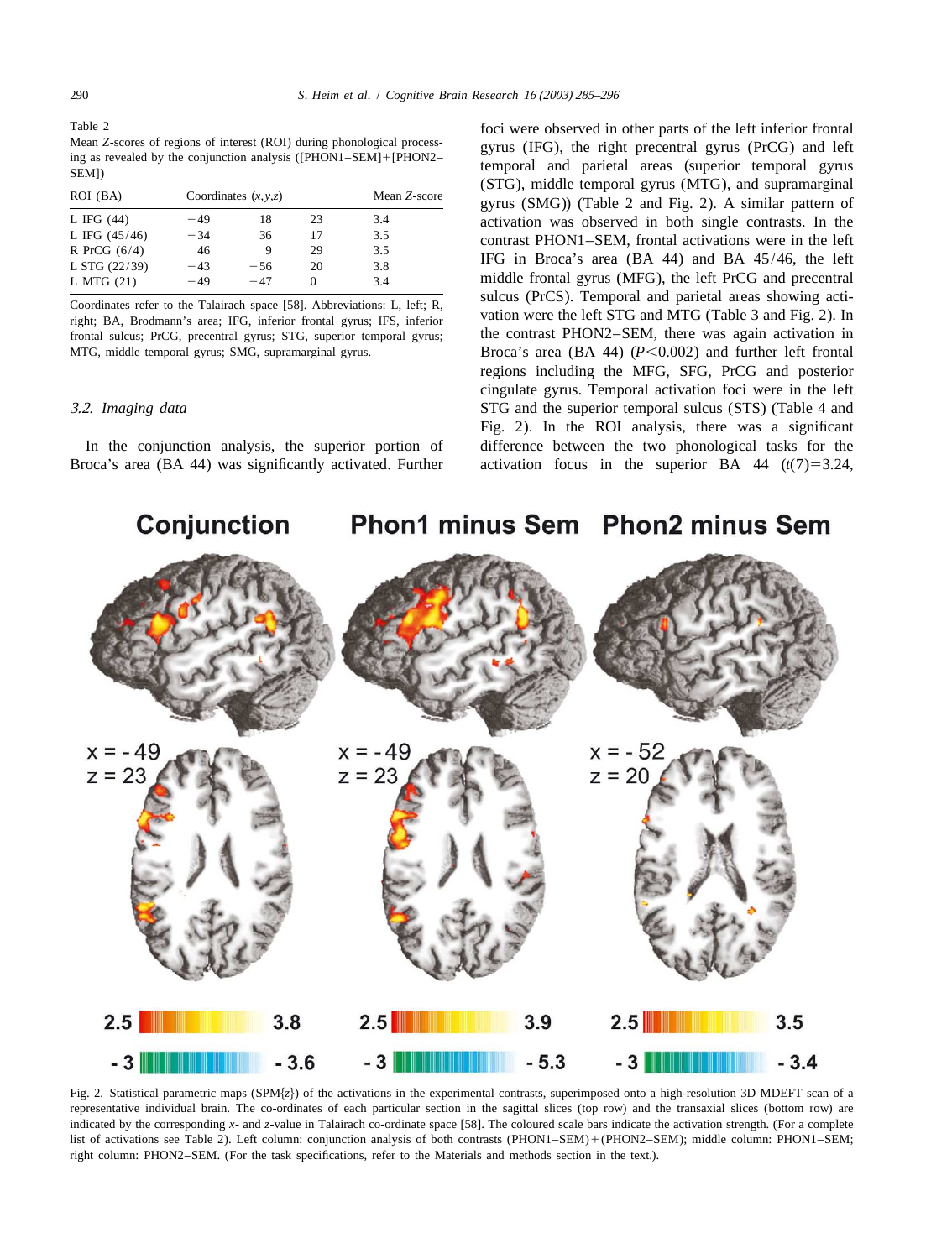Table 2
Mean *Z*-scores of regions of interest (ROI) during phonological processing as revealed by the conjunction analysis ([PHON1−SEM]+[PHON2−SEM])

| ROI (BA) | Coordinates ($x,y,z$) | | | Mean $Z$-score |
|---|---|---|---|---|
| L IFG (44) | −49 | 18 | 23 | 3.4 |
| L IFG (45/46) | −34 | 36 | 17 | 3.5 |
| R PrCG (6/4) | 46 | 9 | 29 | 3.5 |
| L STG (22/39) | −43 | −56 | 20 | 3.8 |
| L MTG (21) | −49 | −47 | 0 | 3.4 |

Coordinates refer to the Talairach space [58]. Abbreviations: L, left; R, right; BA, Brodmann's area; IFG, inferior frontal gyrus; IFS, inferior frontal sulcus; PrCG, precentral gyrus; STG, superior temporal gyrus; MTG, middle temporal gyrus; SMG, supramarginal gyrus.

### *3.2. Imaging data*

In the conjunction analysis, the superior portion of Broca's area (BA 44) was significantly activated. Further foci were observed in other parts of the left inferior frontal gyrus (IFG), the right precentral gyrus (PrCG) and left temporal and parietal areas (superior temporal gyrus (STG), middle temporal gyrus (MTG), and supramarginal gyrus (SMG)) (Table 2 and Fig. 2). A similar pattern of activation was observed in both single contrasts. In the contrast PHON1−SEM, frontal activations were in the left IFG in Broca's area (BA 44) and BA 45/46, the left middle frontal gyrus (MFG), the left PrCG and precentral sulcus (PrCS). Temporal and parietal areas showing activation were the left STG and MTG (Table 3 and Fig. 2). In the contrast PHON2−SEM, there was again activation in Broca's area (BA 44) ($P<0.002$) and further left frontal regions including the MFG, SFG, PrCG and posterior cingulate gyrus. Temporal activation foci were in the left STG and the superior temporal sulcus (STS) (Table 4 and Fig. 2). In the ROI analysis, there was a significant difference between the two phonological tasks for the activation focus in the superior BA 44 ($t(7)=3.24$,

Fig. 2. Statistical parametric maps (SPM{$z$}) of the activations in the experimental contrasts, superimposed onto a high-resolution 3D MDEFT scan of a representative individual brain. The co-ordinates of each particular section in the sagittal slices (top row) and the transaxial slices (bottom row) are indicated by the corresponding $x$- and $z$-value in Talairach co-ordinate space [58]. The coloured scale bars indicate the activation strength. (For a complete list of activations see Table 2). Left column: conjunction analysis of both contrasts (PHON1−SEM)+(PHON2−SEM); middle column: PHON1−SEM; right column: PHON2−SEM. (For the task specifications, refer to the Materials and methods section in the text.).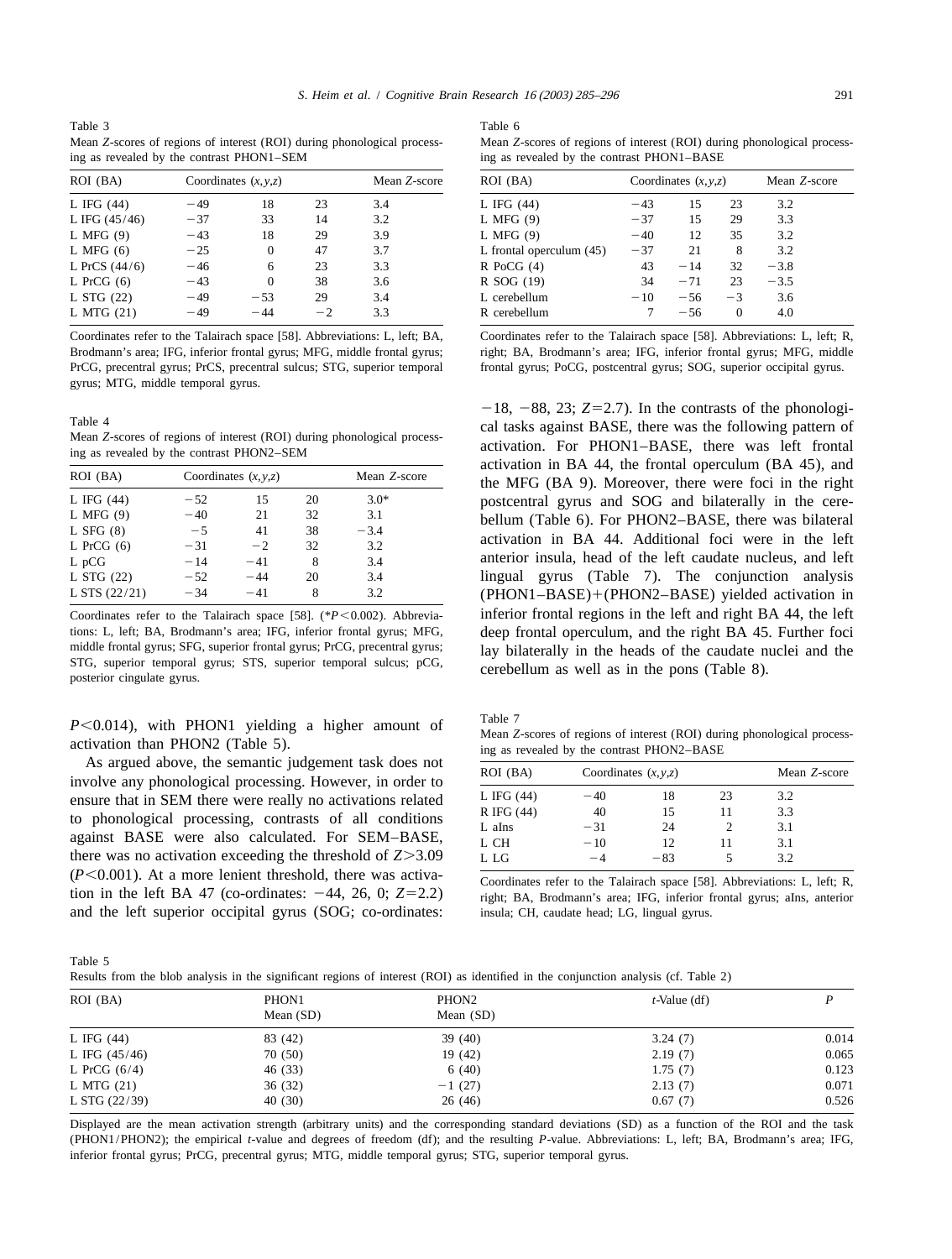Table 3

Mean *Z*-scores of regions of interest (ROI) during phonological processing as revealed by the contrast PHON1–SEM

| ROI (BA) | Coordinates $(x,y,z)$ | | | Mean *Z*-score |
|---|---|---|---|---|
| L IFG (44) | −49 | 18 | 23 | 3.4 |
| L IFG (45/46) | −37 | 33 | 14 | 3.2 |
| L MFG (9) | −43 | 18 | 29 | 3.9 |
| L MFG (6) | −25 | 0 | 47 | 3.7 |
| L PrCS (44/6) | −46 | 6 | 23 | 3.3 |
| L PrCG (6) | −43 | 0 | 38 | 3.6 |
| L STG (22) | −49 | −53 | 29 | 3.4 |
| L MTG (21) | −49 | −44 | −2 | 3.3 |

Coordinates refer to the Talairach space [58]. Abbreviations: L, left; BA, Brodmann's area; IFG, inferior frontal gyrus; MFG, middle frontal gyrus; PrCG, precentral gyrus; PrCS, precentral sulcus; STG, superior temporal gyrus; MTG, middle temporal gyrus.

Table 4

Mean *Z*-scores of regions of interest (ROI) during phonological processing as revealed by the contrast PHON2–SEM

| ROI (BA) | Coordinates $(x,y,z)$ | | | Mean *Z*-score |
|---|---|---|---|---|
| L IFG (44) | −52 | 15 | 20 | 3.0* |
| L MFG (9) | −40 | 21 | 32 | 3.1 |
| L SFG (8) | −5 | 41 | 38 | −3.4 |
| L PrCG (6) | −31 | −2 | 32 | 3.2 |
| L pCG | −14 | −41 | 8 | 3.4 |
| L STG (22) | −52 | −44 | 20 | 3.4 |
| L STS (22/21) | −34 | −41 | 8 | 3.2 |

Coordinates refer to the Talairach space [58]. (*$P<0.002$). Abbreviations: L, left; BA, Brodmann's area; IFG, inferior frontal gyrus; MFG, middle frontal gyrus; SFG, superior frontal gyrus; PrCG, precentral gyrus; STG, superior temporal gyrus; STS, superior temporal sulcus; pCG, posterior cingulate gyrus.

$P<0.014$), with PHON1 yielding a higher amount of activation than PHON2 (Table 5).

As argued above, the semantic judgement task does not involve any phonological processing. However, in order to ensure that in SEM there were really no activations related to phonological processing, contrasts of all conditions against BASE were also calculated. For SEM–BASE, there was no activation exceeding the threshold of $Z>3.09$ ($P<0.001$). At a more lenient threshold, there was activation in the left BA 47 (co-ordinates: −44, 26, 0; $Z=2.2$) and the left superior occipital gyrus (SOG; co-ordinates: −18, −88, 23; $Z=2.7$). In the contrasts of the phonological tasks against BASE, there was the following pattern of activation. For PHON1–BASE, there was left frontal activation in BA 44, the frontal operculum (BA 45), and the MFG (BA 9). Moreover, there were foci in the right postcentral gyrus and SOG and bilaterally in the cerebellum (Table 6). For PHON2–BASE, there was bilateral activation in BA 44. Additional foci were in the left anterior insula, head of the left caudate nucleus, and left lingual gyrus (Table 7). The conjunction analysis (PHON1–BASE)+(PHON2–BASE) yielded activation in inferior frontal regions in the left and right BA 44, the left deep frontal operculum, and the right BA 45. Further foci lay bilaterally in the heads of the caudate nuclei and the cerebellum as well as in the pons (Table 8).

Table 6

Mean *Z*-scores of regions of interest (ROI) during phonological processing as revealed by the contrast PHON1–BASE

| ROI (BA) | Coordinates $(x,y,z)$ | | | Mean *Z*-score |
|---|---|---|---|---|
| L IFG (44) | −43 | 15 | 23 | 3.2 |
| L MFG (9) | −37 | 15 | 29 | 3.3 |
| L MFG (9) | −40 | 12 | 35 | 3.2 |
| L frontal operculum (45) | −37 | 21 | 8 | 3.2 |
| R PoCG (4) | 43 | −14 | 32 | −3.8 |
| R SOG (19) | 34 | −71 | 23 | −3.5 |
| L cerebellum | −10 | −56 | −3 | 3.6 |
| R cerebellum | 7 | −56 | 0 | 4.0 |

Coordinates refer to the Talairach space [58]. Abbreviations: L, left; R, right; BA, Brodmann's area; IFG, inferior frontal gyrus; MFG, middle frontal gyrus; PoCG, postcentral gyrus; SOG, superior occipital gyrus.

Table 7

Mean *Z*-scores of regions of interest (ROI) during phonological processing as revealed by the contrast PHON2–BASE

| ROI (BA) | Coordinates $(x,y,z)$ | | | Mean *Z*-score |
|---|---|---|---|---|
| L IFG (44) | −40 | 18 | 23 | 3.2 |
| R IFG (44) | 40 | 15 | 11 | 3.3 |
| L aIns | −31 | 24 | 2 | 3.1 |
| L CH | −10 | 12 | 11 | 3.1 |
| L LG | −4 | −83 | 5 | 3.2 |

Coordinates refer to the Talairach space [58]. Abbreviations: L, left; R, right; BA, Brodmann's area; IFG, inferior frontal gyrus; aIns, anterior insula; CH, caudate head; LG, lingual gyrus.

Table 5

Results from the blob analysis in the significant regions of interest (ROI) as identified in the conjunction analysis (cf. Table 2)

| ROI (BA) | PHON1 Mean (SD) | PHON2 Mean (SD) | *t*-Value (df) | *P* |
|---|---|---|---|---|
| L IFG (44) | 83 (42) | 39 (40) | 3.24 (7) | 0.014 |
| L IFG (45/46) | 70 (50) | 19 (42) | 2.19 (7) | 0.065 |
| L PrCG (6/4) | 46 (33) | 6 (40) | 1.75 (7) | 0.123 |
| L MTG (21) | 36 (32) | −1 (27) | 2.13 (7) | 0.071 |
| L STG (22/39) | 40 (30) | 26 (46) | 0.67 (7) | 0.526 |

Displayed are the mean activation strength (arbitrary units) and the corresponding standard deviations (SD) as a function of the ROI and the task (PHON1/PHON2); the empirical *t*-value and degrees of freedom (df); and the resulting *P*-value. Abbreviations: L, left; BA, Brodmann's area; IFG, inferior frontal gyrus; PrCG, precentral gyrus; MTG, middle temporal gyrus; STG, superior temporal gyrus.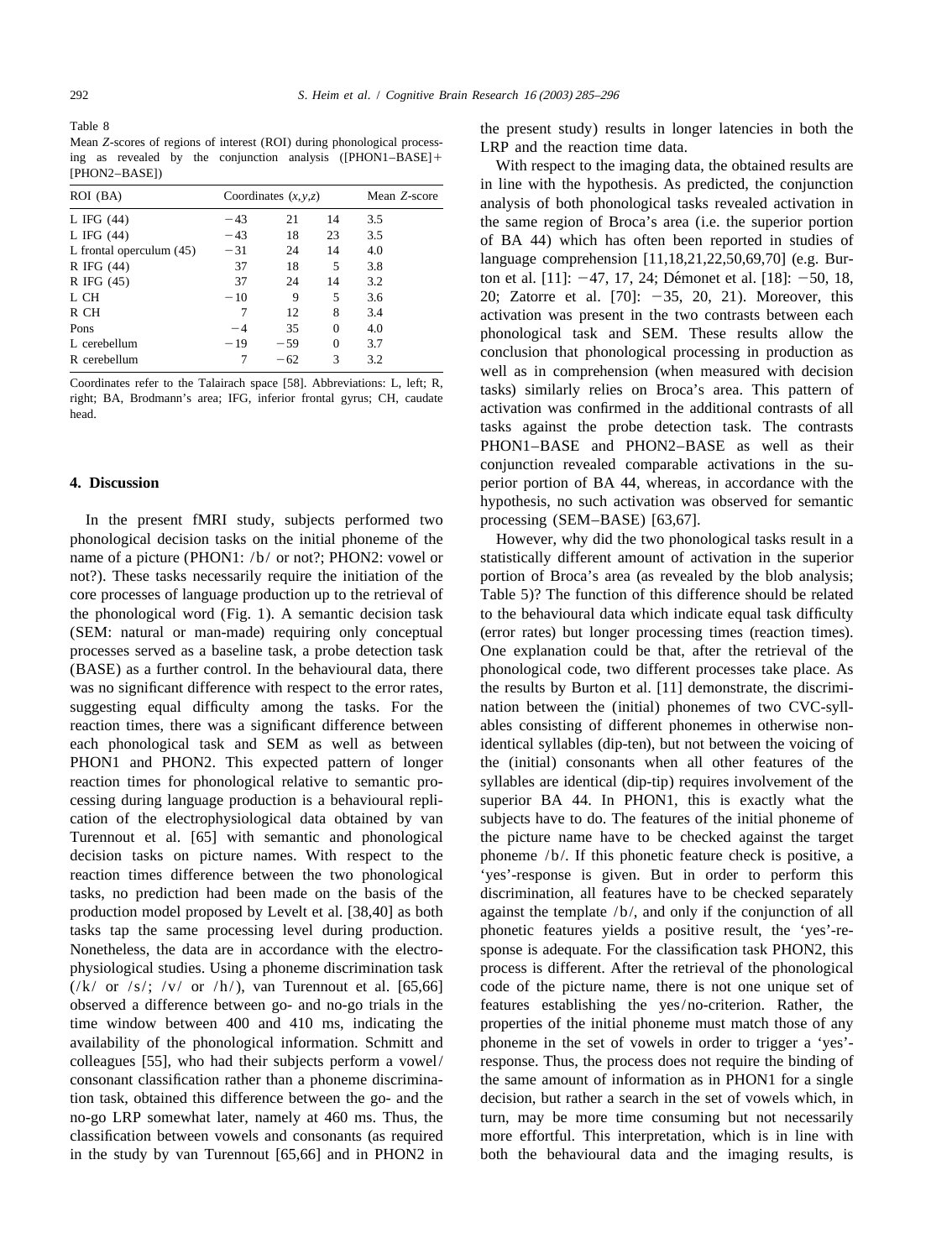Table 8
Mean Z-scores of regions of interest (ROI) during phonological processing as revealed by the conjunction analysis ([PHON1–BASE]+[PHON2–BASE])

| ROI (BA) | Coordinates (x,y,z) | | | Mean Z-score |
|---|---|---|---|---|
| L IFG (44) | −43 | 21 | 14 | 3.5 |
| L IFG (44) | −43 | 18 | 23 | 3.5 |
| L frontal operculum (45) | −31 | 24 | 14 | 4.0 |
| R IFG (44) | 37 | 18 | 5 | 3.8 |
| R IFG (45) | 37 | 24 | 14 | 3.2 |
| L CH | −10 | 9 | 5 | 3.6 |
| R CH | 7 | 12 | 8 | 3.4 |
| Pons | −4 | 35 | 0 | 4.0 |
| L cerebellum | −19 | −59 | 0 | 3.7 |
| R cerebellum | 7 | −62 | 3 | 3.2 |

Coordinates refer to the Talairach space [58]. Abbreviations: L, left; R, right; BA, Brodmann's area; IFG, inferior frontal gyrus; CH, caudate head.

## 4. Discussion

In the present fMRI study, subjects performed two phonological decision tasks on the initial phoneme of the name of a picture (PHON1: /b/ or not?; PHON2: vowel or not?). These tasks necessarily require the initiation of the core processes of language production up to the retrieval of the phonological word (Fig. 1). A semantic decision task (SEM: natural or man-made) requiring only conceptual processes served as a baseline task, a probe detection task (BASE) as a further control. In the behavioural data, there was no significant difference with respect to the error rates, suggesting equal difficulty among the tasks. For the reaction times, there was a significant difference between each phonological task and SEM as well as between PHON1 and PHON2. This expected pattern of longer reaction times for phonological relative to semantic processing during language production is a behavioural replication of the electrophysiological data obtained by van Turennout et al. [65] with semantic and phonological decision tasks on picture names. With respect to the reaction times difference between the two phonological tasks, no prediction had been made on the basis of the production model proposed by Levelt et al. [38,40] as both tasks tap the same processing level during production. Nonetheless, the data are in accordance with the electrophysiological studies. Using a phoneme discrimination task (/k/ or /s/; /v/ or /h/), van Turennout et al. [65,66] observed a difference between go- and no-go trials in the time window between 400 and 410 ms, indicating the availability of the phonological information. Schmitt and colleagues [55], who had their subjects perform a vowel/consonant classification rather than a phoneme discrimination task, obtained this difference between the go- and the no-go LRP somewhat later, namely at 460 ms. Thus, the classification between vowels and consonants (as required in the study by van Turennout [65,66] and in PHON2 in the present study) results in longer latencies in both the LRP and the reaction time data.

With respect to the imaging data, the obtained results are in line with the hypothesis. As predicted, the conjunction analysis of both phonological tasks revealed activation in the same region of Broca's area (i.e. the superior portion of BA 44) which has often been reported in studies of language comprehension [11,18,21,22,50,69,70] (e.g. Burton et al. [11]: −47, 17, 24; Démonet et al. [18]: −50, 18, 20; Zatorre et al. [70]: −35, 20, 21). Moreover, this activation was present in the two contrasts between each phonological task and SEM. These results allow the conclusion that phonological processing in production as well as in comprehension (when measured with decision tasks) similarly relies on Broca's area. This pattern of activation was confirmed in the additional contrasts of all tasks against the probe detection task. The contrasts PHON1–BASE and PHON2–BASE as well as their conjunction revealed comparable activations in the superior portion of BA 44, whereas, in accordance with the hypothesis, no such activation was observed for semantic processing (SEM–BASE) [63,67].

However, why did the two phonological tasks result in a statistically different amount of activation in the superior portion of Broca's area (as revealed by the blob analysis; Table 5)? The function of this difference should be related to the behavioural data which indicate equal task difficulty (error rates) but longer processing times (reaction times). One explanation could be that, after the retrieval of the phonological code, two different processes take place. As the results by Burton et al. [11] demonstrate, the discrimination between the (initial) phonemes of two CVC-syllables consisting of different phonemes in otherwise non-identical syllables (dip-ten), but not between the voicing of the (initial) consonants when all other features of the syllables are identical (dip-tip) requires involvement of the superior BA 44. In PHON1, this is exactly what the subjects have to do. The features of the initial phoneme of the picture name have to be checked against the target phoneme /b/. If this phonetic feature check is positive, a 'yes'-response is given. But in order to perform this discrimination, all features have to be checked separately against the template /b/, and only if the conjunction of all phonetic features yields a positive result, the 'yes'-response is adequate. For the classification task PHON2, this process is different. After the retrieval of the phonological code of the picture name, there is not one unique set of features establishing the yes/no-criterion. Rather, the properties of the initial phoneme must match those of any phoneme in the set of vowels in order to trigger a 'yes'-response. Thus, the process does not require the binding of the same amount of information as in PHON1 for a single decision, but rather a search in the set of vowels which, in turn, may be more time consuming but not necessarily more effortful. This interpretation, which is in line with both the behavioural data and the imaging results, is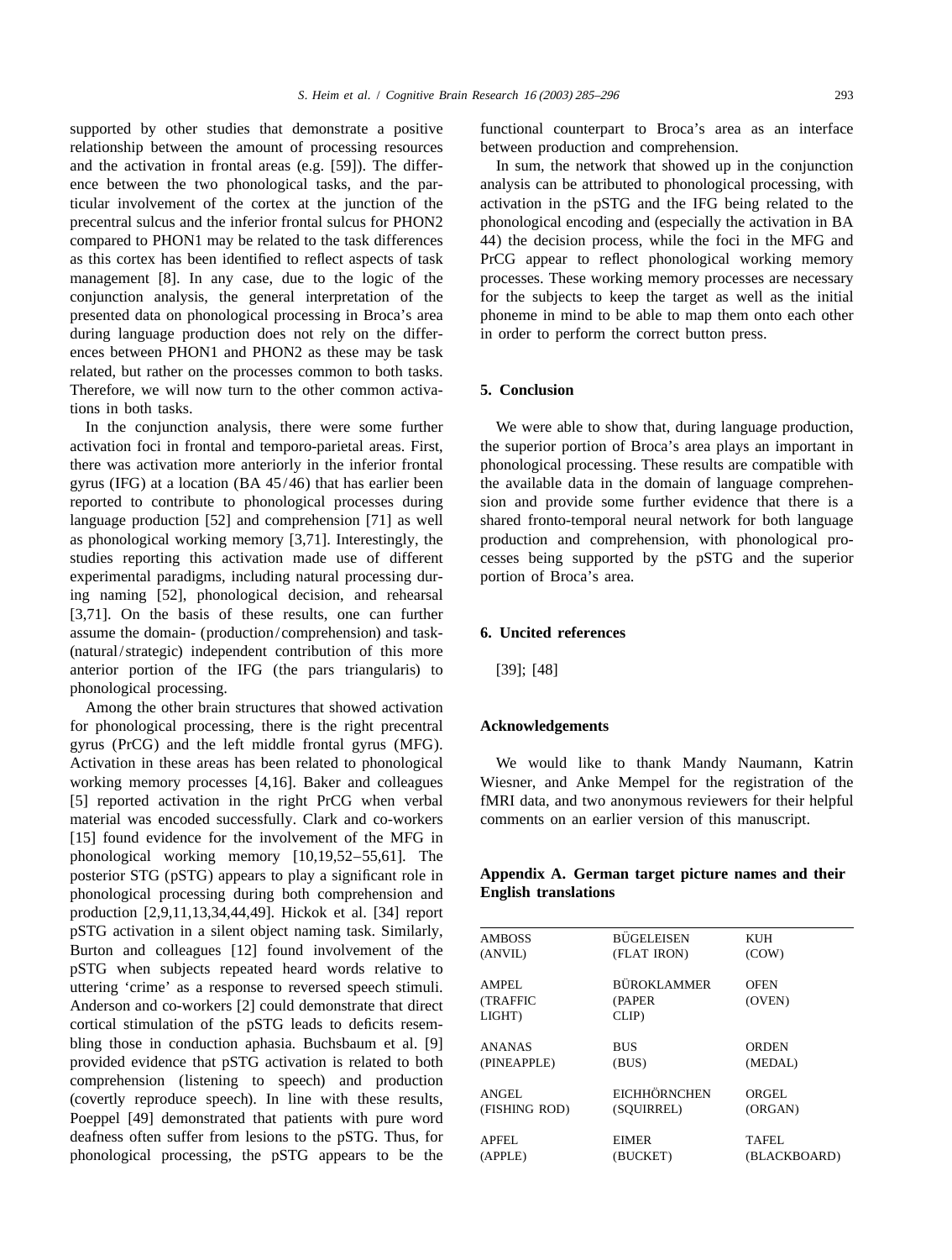supported by other studies that demonstrate a positive relationship between the amount of processing resources and the activation in frontal areas (e.g. [59]). The difference between the two phonological tasks, and the particular involvement of the cortex at the junction of the precentral sulcus and the inferior frontal sulcus for PHON2 compared to PHON1 may be related to the task differences as this cortex has been identified to reflect aspects of task management [8]. In any case, due to the logic of the conjunction analysis, the general interpretation of the presented data on phonological processing in Broca's area during language production does not rely on the differences between PHON1 and PHON2 as these may be task related, but rather on the processes common to both tasks. Therefore, we will now turn to the other common activations in both tasks.

In the conjunction analysis, there were some further activation foci in frontal and temporo-parietal areas. First, there was activation more anteriorly in the inferior frontal gyrus (IFG) at a location (BA 45/46) that has earlier been reported to contribute to phonological processes during language production [52] and comprehension [71] as well as phonological working memory [3,71]. Interestingly, the studies reporting this activation made use of different experimental paradigms, including natural processing during naming [52], phonological decision, and rehearsal [3,71]. On the basis of these results, one can further assume the domain- (production/comprehension) and task- (natural/strategic) independent contribution of this more anterior portion of the IFG (the pars triangularis) to phonological processing.

Among the other brain structures that showed activation for phonological processing, there is the right precentral gyrus (PrCG) and the left middle frontal gyrus (MFG). Activation in these areas has been related to phonological working memory processes [4,16]. Baker and colleagues [5] reported activation in the right PrCG when verbal material was encoded successfully. Clark and co-workers [15] found evidence for the involvement of the MFG in phonological working memory [10,19,52–55,61]. The posterior STG (pSTG) appears to play a significant role in phonological processing during both comprehension and production [2,9,11,13,34,44,49]. Hickok et al. [34] report pSTG activation in a silent object naming task. Similarly, Burton and colleagues [12] found involvement of the pSTG when subjects repeated heard words relative to uttering 'crime' as a response to reversed speech stimuli. Anderson and co-workers [2] could demonstrate that direct cortical stimulation of the pSTG leads to deficits resembling those in conduction aphasia. Buchsbaum et al. [9] provided evidence that pSTG activation is related to both comprehension (listening to speech) and production (covertly reproduce speech). In line with these results, Poeppel [49] demonstrated that patients with pure word deafness often suffer from lesions to the pSTG. Thus, for phonological processing, the pSTG appears to be the functional counterpart to Broca's area as an interface between production and comprehension.

In sum, the network that showed up in the conjunction analysis can be attributed to phonological processing, with activation in the pSTG and the IFG being related to the phonological encoding and (especially the activation in BA 44) the decision process, while the foci in the MFG and PrCG appear to reflect phonological working memory processes. These working memory processes are necessary for the subjects to keep the target as well as the initial phoneme in mind to be able to map them onto each other in order to perform the correct button press.

## 5. Conclusion

We were able to show that, during language production, the superior portion of Broca's area plays an important in phonological processing. These results are compatible with the available data in the domain of language comprehension and provide some further evidence that there is a shared fronto-temporal neural network for both language production and comprehension, with phonological processes being supported by the pSTG and the superior portion of Broca's area.

## 6. Uncited references

[39]; [48]

## Acknowledgements

We would like to thank Mandy Naumann, Katrin Wiesner, and Anke Mempel for the registration of the fMRI data, and two anonymous reviewers for their helpful comments on an earlier version of this manuscript.

## Appendix A. German target picture names and their English translations

| | | |
|---|---|---|
| AMBOSS (ANVIL) | BÜGELEISEN (FLAT IRON) | KUH (COW) |
| AMPEL (TRAFFIC LIGHT) | BÜROKLAMMER (PAPER CLIP) | OFEN (OVEN) |
| ANANAS (PINEAPPLE) | BUS (BUS) | ORDEN (MEDAL) |
| ANGEL (FISHING ROD) | EICHHÖRNCHEN (SQUIRREL) | ORGEL (ORGAN) |
| APFEL (APPLE) | EIMER (BUCKET) | TAFEL (BLACKBOARD) |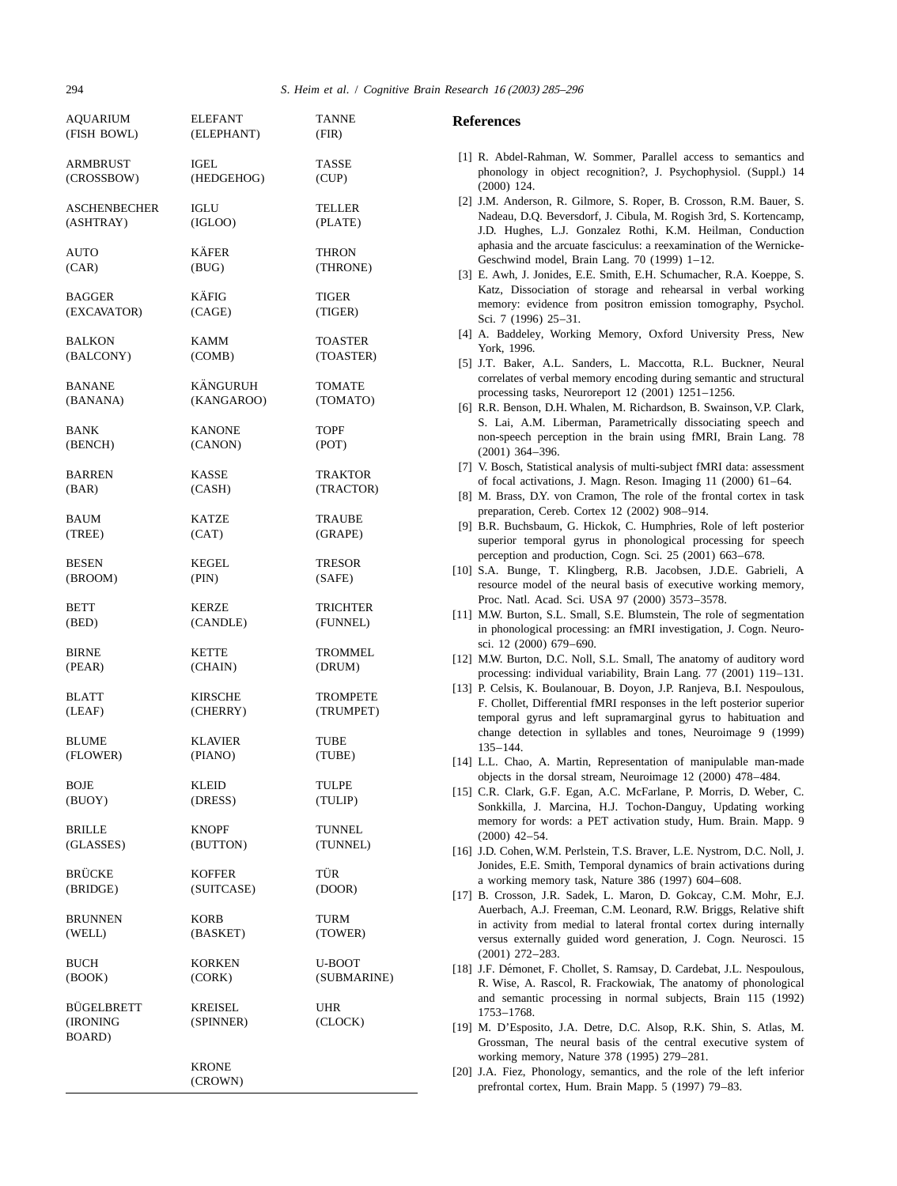| | | |
|---|---|---|
| AQUARIUM (FISH BOWL) | ELEFANT (ELEPHANT) | TANNE (FIR) |
| ARMBRUST (CROSSBOW) | IGEL (HEDGEHOG) | TASSE (CUP) |
| ASCHENBECHER (ASHTRAY) | IGLU (IGLOO) | TELLER (PLATE) |
| AUTO (CAR) | KÄFER (BUG) | THRON (THRONE) |
| BAGGER (EXCAVATOR) | KÄFIG (CAGE) | TIGER (TIGER) |
| BALKON (BALCONY) | KAMM (COMB) | TOASTER (TOASTER) |
| BANANE (BANANA) | KÄNGURUH (KANGAROO) | TOMATE (TOMATO) |
| BANK (BENCH) | KANONE (CANON) | TOPF (POT) |
| BARREN (BAR) | KASSE (CASH) | TRAKTOR (TRACTOR) |
| BAUM (TREE) | KATZE (CAT) | TRAUBE (GRAPE) |
| BESEN (BROOM) | KEGEL (PIN) | TRESOR (SAFE) |
| BETT (BED) | KERZE (CANDLE) | TRICHTER (FUNNEL) |
| BIRNE (PEAR) | KETTE (CHAIN) | TROMMEL (DRUM) |
| BLATT (LEAF) | KIRSCHE (CHERRY) | TROMPETE (TRUMPET) |
| BLUME (FLOWER) | KLAVIER (PIANO) | TUBE (TUBE) |
| BOJE (BUOY) | KLEID (DRESS) | TULPE (TULIP) |
| BRILLE (GLASSES) | KNOPF (BUTTON) | TUNNEL (TUNNEL) |
| BRÜCKE (BRIDGE) | KOFFER (SUITCASE) | TÜR (DOOR) |
| BRUNNEN (WELL) | KORB (BASKET) | TURM (TOWER) |
| BUCH (BOOK) | KORKEN (CORK) | U-BOOT (SUBMARINE) |
| BÜGELBRETT (IRONING BOARD) | KREISEL (SPINNER) | UHR (CLOCK) |
| | KRONE (CROWN) | |

## References

[1] R. Abdel-Rahman, W. Sommer, Parallel access to semantics and phonology in object recognition?, J. Psychophysiol. (Suppl.) 14 (2000) 124.

[2] J.M. Anderson, R. Gilmore, S. Roper, B. Crosson, R.M. Bauer, S. Nadeau, D.Q. Beversdorf, J. Cibula, M. Rogish 3rd, S. Kortencamp, J.D. Hughes, L.J. Gonzalez Rothi, K.M. Heilman, Conduction aphasia and the arcuate fasciculus: a reexamination of the Wernicke-Geschwind model, Brain Lang. 70 (1999) 1–12.

[3] E. Awh, J. Jonides, E.E. Smith, E.H. Schumacher, R.A. Koeppe, S. Katz, Dissociation of storage and rehearsal in verbal working memory: evidence from positron emission tomography, Psychol. Sci. 7 (1996) 25–31.

[4] A. Baddeley, Working Memory, Oxford University Press, New York, 1996.

[5] J.T. Baker, A.L. Sanders, L. Maccotta, R.L. Buckner, Neural correlates of verbal memory encoding during semantic and structural processing tasks, Neuroreport 12 (2001) 1251–1256.

[6] R.R. Benson, D.H. Whalen, M. Richardson, B. Swainson, V.P. Clark, S. Lai, A.M. Liberman, Parametrically dissociating speech and non-speech perception in the brain using fMRI, Brain Lang. 78 (2001) 364–396.

[7] V. Bosch, Statistical analysis of multi-subject fMRI data: assessment of focal activations, J. Magn. Reson. Imaging 11 (2000) 61–64.

[8] M. Brass, D.Y. von Cramon, The role of the frontal cortex in task preparation, Cereb. Cortex 12 (2002) 908–914.

[9] B.R. Buchsbaum, G. Hickok, C. Humphries, Role of left posterior superior temporal gyrus in phonological processing for speech perception and production, Cogn. Sci. 25 (2001) 663–678.

[10] S.A. Bunge, T. Klingberg, R.B. Jacobsen, J.D.E. Gabrieli, A resource model of the neural basis of executive working memory, Proc. Natl. Acad. Sci. USA 97 (2000) 3573–3578.

[11] M.W. Burton, S.L. Small, S.E. Blumstein, The role of segmentation in phonological processing: an fMRI investigation, J. Cogn. Neurosci. 12 (2000) 679–690.

[12] M.W. Burton, D.C. Noll, S.L. Small, The anatomy of auditory word processing: individual variability, Brain Lang. 77 (2001) 119–131.

[13] P. Celsis, K. Boulanouar, B. Doyon, J.P. Ranjeva, B.I. Nespoulous, F. Chollet, Differential fMRI responses in the left posterior superior temporal gyrus and left supramarginal gyrus to habituation and change detection in syllables and tones, Neuroimage 9 (1999) 135–144.

[14] L.L. Chao, A. Martin, Representation of manipulable man-made objects in the dorsal stream, Neuroimage 12 (2000) 478–484.

[15] C.R. Clark, G.F. Egan, A.C. McFarlane, P. Morris, D. Weber, C. Sonkkilla, J. Marcina, H.J. Tochon-Danguy, Updating working memory for words: a PET activation study, Hum. Brain. Mapp. 9 (2000) 42–54.

[16] J.D. Cohen, W.M. Perlstein, T.S. Braver, L.E. Nystrom, D.C. Noll, J. Jonides, E.E. Smith, Temporal dynamics of brain activations during a working memory task, Nature 386 (1997) 604–608.

[17] B. Crosson, J.R. Sadek, L. Maron, D. Gokcay, C.M. Mohr, E.J. Auerbach, A.J. Freeman, C.M. Leonard, R.W. Briggs, Relative shift in activity from medial to lateral frontal cortex during internally versus externally guided word generation, J. Cogn. Neurosci. 15 (2001) 272–283.

[18] J.F. Démonet, F. Chollet, S. Ramsay, D. Cardebat, J.L. Nespoulous, R. Wise, A. Rascol, R. Frackowiak, The anatomy of phonological and semantic processing in normal subjects, Brain 115 (1992) 1753–1768.

[19] M. D'Esposito, J.A. Detre, D.C. Alsop, R.K. Shin, S. Atlas, M. Grossman, The neural basis of the central executive system of working memory, Nature 378 (1995) 279–281.

[20] J.A. Fiez, Phonology, semantics, and the role of the left inferior prefrontal cortex, Hum. Brain Mapp. 5 (1997) 79–83.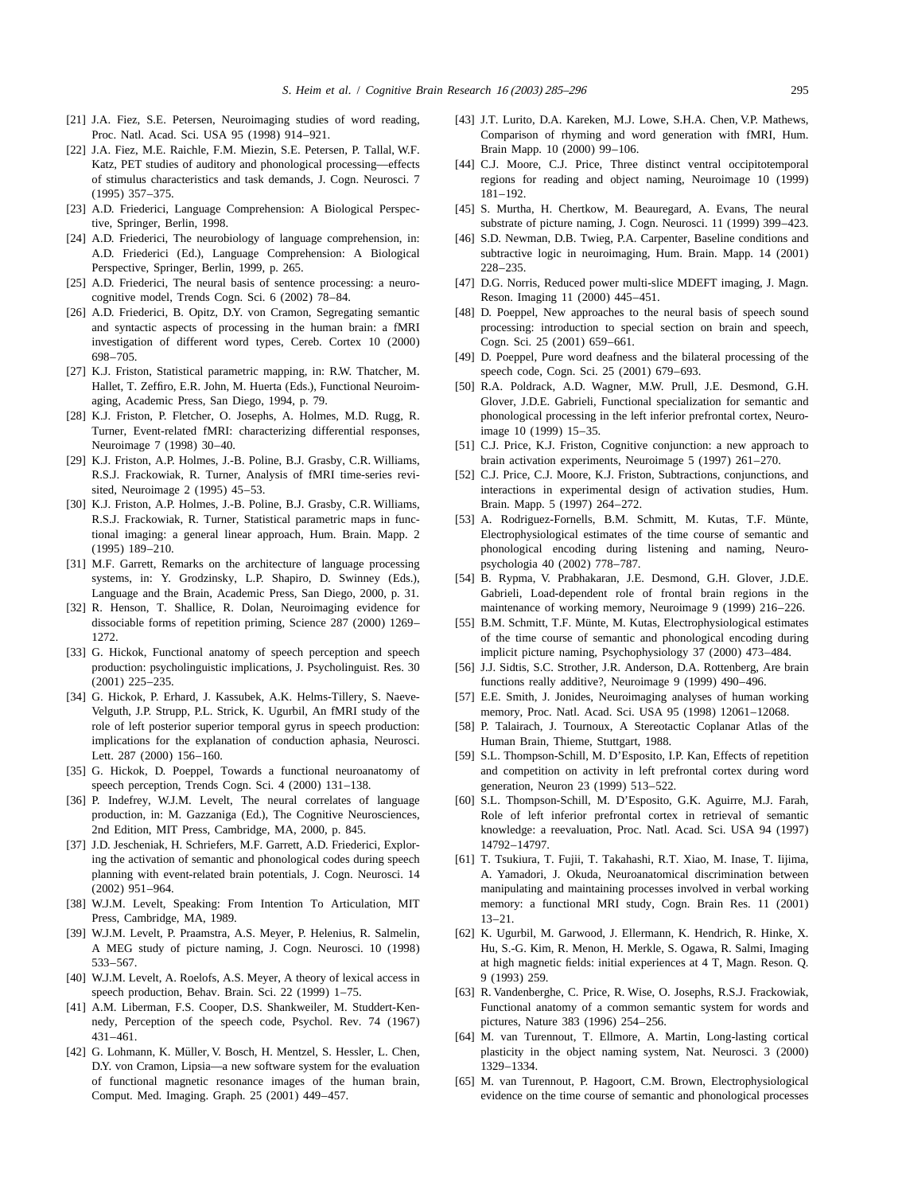[21] J.A. Fiez, S.E. Petersen, Neuroimaging studies of word reading, Proc. Natl. Acad. Sci. USA 95 (1998) 914–921.

[22] J.A. Fiez, M.E. Raichle, F.M. Miezin, S.E. Petersen, P. Tallal, W.F. Katz, PET studies of auditory and phonological processing—effects of stimulus characteristics and task demands, J. Cogn. Neurosci. 7 (1995) 357–375.

[23] A.D. Friederici, Language Comprehension: A Biological Perspective, Springer, Berlin, 1998.

[24] A.D. Friederici, The neurobiology of language comprehension, in: A.D. Friederici (Ed.), Language Comprehension: A Biological Perspective, Springer, Berlin, 1999, p. 265.

[25] A.D. Friederici, The neural basis of sentence processing: a neurocognitive model, Trends Cogn. Sci. 6 (2002) 78–84.

[26] A.D. Friederici, B. Opitz, D.Y. von Cramon, Segregating semantic and syntactic aspects of processing in the human brain: a fMRI investigation of different word types, Cereb. Cortex 10 (2000) 698–705.

[27] K.J. Friston, Statistical parametric mapping, in: R.W. Thatcher, M. Hallet, T. Zeffiro, E.R. John, M. Huerta (Eds.), Functional Neuroimaging, Academic Press, San Diego, 1994, p. 79.

[28] K.J. Friston, P. Fletcher, O. Josephs, A. Holmes, M.D. Rugg, R. Turner, Event-related fMRI: characterizing differential responses, Neuroimage 7 (1998) 30–40.

[29] K.J. Friston, A.P. Holmes, J.-B. Poline, B.J. Grasby, C.R. Williams, R.S.J. Frackowiak, R. Turner, Analysis of fMRI time-series revisited, Neuroimage 2 (1995) 45–53.

[30] K.J. Friston, A.P. Holmes, J.-B. Poline, B.J. Grasby, C.R. Williams, R.S.J. Frackowiak, R. Turner, Statistical parametric maps in functional imaging: a general linear approach, Hum. Brain. Mapp. 2 (1995) 189–210.

[31] M.F. Garrett, Remarks on the architecture of language processing systems, in: Y. Grodzinsky, L.P. Shapiro, D. Swinney (Eds.), Language and the Brain, Academic Press, San Diego, 2000, p. 31.

[32] R. Henson, T. Shallice, R. Dolan, Neuroimaging evidence for dissociable forms of repetition priming, Science 287 (2000) 1269–1272.

[33] G. Hickok, Functional anatomy of speech perception and speech production: psycholinguistic implications, J. Psycholinguist. Res. 30 (2001) 225–235.

[34] G. Hickok, P. Erhard, J. Kassubek, A.K. Helms-Tillery, S. Naeve-Velguth, J.P. Strupp, P.L. Strick, K. Ugurbil, An fMRI study of the role of left posterior superior temporal gyrus in speech production: implications for the explanation of conduction aphasia, Neurosci. Lett. 287 (2000) 156–160.

[35] G. Hickok, D. Poeppel, Towards a functional neuroanatomy of speech perception, Trends Cogn. Sci. 4 (2000) 131–138.

[36] P. Indefrey, W.J.M. Levelt, The neural correlates of language production, in: M. Gazzaniga (Ed.), The Cognitive Neurosciences, 2nd Edition, MIT Press, Cambridge, MA, 2000, p. 845.

[37] J.D. Jescheniak, H. Schriefers, M.F. Garrett, A.D. Friederici, Exploring the activation of semantic and phonological codes during speech planning with event-related brain potentials, J. Cogn. Neurosci. 14 (2002) 951–964.

[38] W.J.M. Levelt, Speaking: From Intention To Articulation, MIT Press, Cambridge, MA, 1989.

[39] W.J.M. Levelt, P. Praamstra, A.S. Meyer, P. Helenius, R. Salmelin, A MEG study of picture naming, J. Cogn. Neurosci. 10 (1998) 533–567.

[40] W.J.M. Levelt, A. Roelofs, A.S. Meyer, A theory of lexical access in speech production, Behav. Brain. Sci. 22 (1999) 1–75.

[41] A.M. Liberman, F.S. Cooper, D.S. Shankweiler, M. Studdert-Kennedy, Perception of the speech code, Psychol. Rev. 74 (1967) 431–461.

[42] G. Lohmann, K. Müller, V. Bosch, H. Mentzel, S. Hessler, L. Chen, D.Y. von Cramon, Lipsia—a new software system for the evaluation of functional magnetic resonance images of the human brain, Comput. Med. Imaging. Graph. 25 (2001) 449–457.

[43] J.T. Lurito, D.A. Kareken, M.J. Lowe, S.H.A. Chen, V.P. Mathews, Comparison of rhyming and word generation with fMRI, Hum. Brain Mapp. 10 (2000) 99–106.

[44] C.J. Moore, C.J. Price, Three distinct ventral occipitotemporal regions for reading and object naming, Neuroimage 10 (1999) 181–192.

[45] S. Murtha, H. Chertkow, M. Beauregard, A. Evans, The neural substrate of picture naming, J. Cogn. Neurosci. 11 (1999) 399–423.

[46] S.D. Newman, D.B. Twieg, P.A. Carpenter, Baseline conditions and subtractive logic in neuroimaging, Hum. Brain. Mapp. 14 (2001) 228–235.

[47] D.G. Norris, Reduced power multi-slice MDEFT imaging, J. Magn. Reson. Imaging 11 (2000) 445–451.

[48] D. Poeppel, New approaches to the neural basis of speech sound processing: introduction to special section on brain and speech, Cogn. Sci. 25 (2001) 659–661.

[49] D. Poeppel, Pure word deafness and the bilateral processing of the speech code, Cogn. Sci. 25 (2001) 679–693.

[50] R.A. Poldrack, A.D. Wagner, M.W. Prull, J.E. Desmond, G.H. Glover, J.D.E. Gabrieli, Functional specialization for semantic and phonological processing in the left inferior prefrontal cortex, Neuroimage 10 (1999) 15–35.

[51] C.J. Price, K.J. Friston, Cognitive conjunction: a new approach to brain activation experiments, Neuroimage 5 (1997) 261–270.

[52] C.J. Price, C.J. Moore, K.J. Friston, Subtractions, conjunctions, and interactions in experimental design of activation studies, Hum. Brain. Mapp. 5 (1997) 264–272.

[53] A. Rodriguez-Fornells, B.M. Schmitt, M. Kutas, T.F. Münte, Electrophysiological estimates of the time course of semantic and phonological encoding during listening and naming, Neuropsychologia 40 (2002) 778–787.

[54] B. Rypma, V. Prabhakaran, J.E. Desmond, G.H. Glover, J.D.E. Gabrieli, Load-dependent role of frontal brain regions in the maintenance of working memory, Neuroimage 9 (1999) 216–226.

[55] B.M. Schmitt, T.F. Münte, M. Kutas, Electrophysiological estimates of the time course of semantic and phonological encoding during implicit picture naming, Psychophysiology 37 (2000) 473–484.

[56] J.J. Sidtis, S.C. Strother, J.R. Anderson, D.A. Rottenberg, Are brain functions really additive?, Neuroimage 9 (1999) 490–496.

[57] E.E. Smith, J. Jonides, Neuroimaging analyses of human working memory, Proc. Natl. Acad. Sci. USA 95 (1998) 12061–12068.

[58] P. Talairach, J. Tournoux, A Stereotactic Coplanar Atlas of the Human Brain, Thieme, Stuttgart, 1988.

[59] S.L. Thompson-Schill, M. D'Esposito, I.P. Kan, Effects of repetition and competition on activity in left prefrontal cortex during word generation, Neuron 23 (1999) 513–522.

[60] S.L. Thompson-Schill, M. D'Esposito, G.K. Aguirre, M.J. Farah, Role of left inferior prefrontal cortex in retrieval of semantic knowledge: a reevaluation, Proc. Natl. Acad. Sci. USA 94 (1997) 14792–14797.

[61] T. Tsukiura, T. Fujii, T. Takahashi, R.T. Xiao, M. Inase, T. Iijima, A. Yamadori, J. Okuda, Neuroanatomical discrimination between manipulating and maintaining processes involved in verbal working memory: a functional MRI study, Cogn. Brain Res. 11 (2001) 13–21.

[62] K. Ugurbil, M. Garwood, J. Ellermann, K. Hendrich, R. Hinke, X. Hu, S.-G. Kim, R. Menon, H. Merkle, S. Ogawa, R. Salmi, Imaging at high magnetic fields: initial experiences at 4 T, Magn. Reson. Q. 9 (1993) 259.

[63] R. Vandenberghe, C. Price, R. Wise, O. Josephs, R.S.J. Frackowiak, Functional anatomy of a common semantic system for words and pictures, Nature 383 (1996) 254–256.

[64] M. van Turennout, T. Ellmore, A. Martin, Long-lasting cortical plasticity in the object naming system, Nat. Neurosci. 3 (2000) 1329–1334.

[65] M. van Turennout, P. Hagoort, C.M. Brown, Electrophysiological evidence on the time course of semantic and phonological processes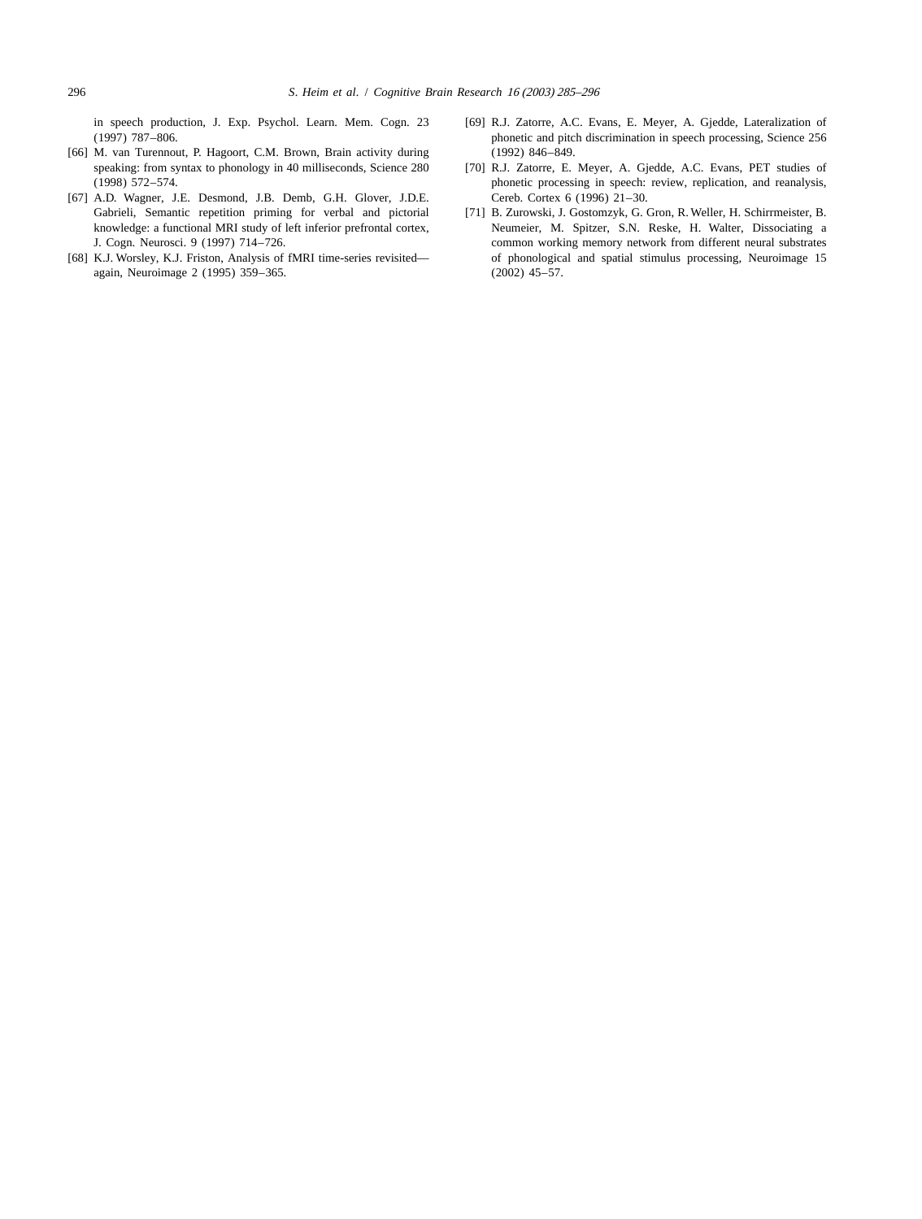in speech production, J. Exp. Psychol. Learn. Mem. Cogn. 23 (1997) 787–806.

[66] M. van Turennout, P. Hagoort, C.M. Brown, Brain activity during speaking: from syntax to phonology in 40 milliseconds, Science 280 (1998) 572–574.

[67] A.D. Wagner, J.E. Desmond, J.B. Demb, G.H. Glover, J.D.E. Gabrieli, Semantic repetition priming for verbal and pictorial knowledge: a functional MRI study of left inferior prefrontal cortex, J. Cogn. Neurosci. 9 (1997) 714–726.

[68] K.J. Worsley, K.J. Friston, Analysis of fMRI time-series revisited—again, Neuroimage 2 (1995) 359–365.

[69] R.J. Zatorre, A.C. Evans, E. Meyer, A. Gjedde, Lateralization of phonetic and pitch discrimination in speech processing, Science 256 (1992) 846–849.

[70] R.J. Zatorre, E. Meyer, A. Gjedde, A.C. Evans, PET studies of phonetic processing in speech: review, replication, and reanalysis, Cereb. Cortex 6 (1996) 21–30.

[71] B. Zurowski, J. Gostomzyk, G. Gron, R. Weller, H. Schirrmeister, B. Neumeier, M. Spitzer, S.N. Reske, H. Walter, Dissociating a common working memory network from different neural substrates of phonological and spatial stimulus processing, Neuroimage 15 (2002) 45–57.